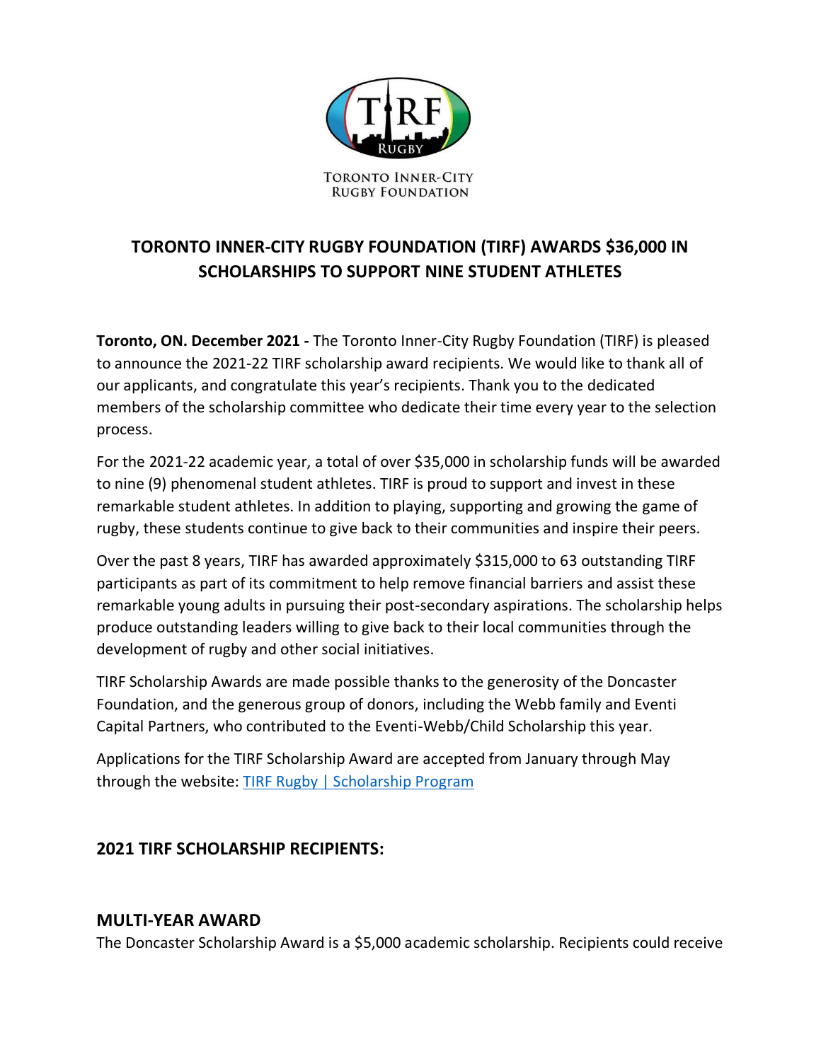TORONTO INNER-CITY RUGBY FOUNDATION

# TORONTO INNER-CITY RUGBY FOUNDATION (TIRF) AWARDS $36,000 IN SCHOLARSHIPS TO SUPPORT NINE STUDENT ATHLETES

**Toronto, ON. December 2021 -** The Toronto Inner-City Rugby Foundation (TIRF) is pleased to announce the 2021-22 TIRF scholarship award recipients. We would like to thank all of our applicants, and congratulate this year's recipients. Thank you to the dedicated members of the scholarship committee who dedicate their time every year to the selection process.

For the 2021-22 academic year, a total of over $35,000 in scholarship funds will be awarded to nine (9) phenomenal student athletes. TIRF is proud to support and invest in these remarkable student athletes. In addition to playing, supporting and growing the game of rugby, these students continue to give back to their communities and inspire their peers.

Over the past 8 years, TIRF has awarded approximately $315,000 to 63 outstanding TIRF participants as part of its commitment to help remove financial barriers and assist these remarkable young adults in pursuing their post-secondary aspirations. The scholarship helps produce outstanding leaders willing to give back to their local communities through the development of rugby and other social initiatives.

TIRF Scholarship Awards are made possible thanks to the generosity of the Doncaster Foundation, and the generous group of donors, including the Webb family and Eventi Capital Partners, who contributed to the Eventi-Webb/Child Scholarship this year.

Applications for the TIRF Scholarship Award are accepted from January through May through the website: [TIRF Rugby | Scholarship Program]

## 2021 TIRF SCHOLARSHIP RECIPIENTS:

### MULTI-YEAR AWARD

The Doncaster Scholarship Award is a $5,000 academic scholarship. Recipients could receive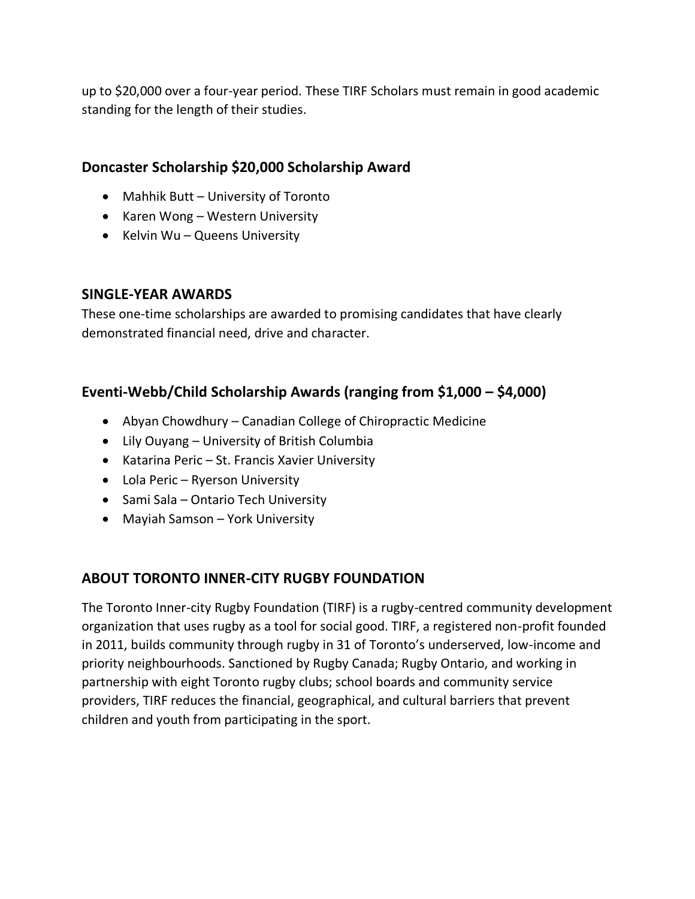up to $20,000 over a four-year period. These TIRF Scholars must remain in good academic standing for the length of their studies.

### Doncaster Scholarship $20,000 Scholarship Award

- Mahhik Butt – University of Toronto
- Karen Wong – Western University
- Kelvin Wu – Queens University

## SINGLE-YEAR AWARDS

These one-time scholarships are awarded to promising candidates that have clearly demonstrated financial need, drive and character.

### Eventi-Webb/Child Scholarship Awards (ranging from $1,000 – $4,000)

- Abyan Chowdhury – Canadian College of Chiropractic Medicine
- Lily Ouyang – University of British Columbia
- Katarina Peric – St. Francis Xavier University
- Lola Peric – Ryerson University
- Sami Sala – Ontario Tech University
- Mayiah Samson – York University

## ABOUT TORONTO INNER-CITY RUGBY FOUNDATION

The Toronto Inner-city Rugby Foundation (TIRF) is a rugby-centred community development organization that uses rugby as a tool for social good. TIRF, a registered non-profit founded in 2011, builds community through rugby in 31 of Toronto's underserved, low-income and priority neighbourhoods. Sanctioned by Rugby Canada; Rugby Ontario, and working in partnership with eight Toronto rugby clubs; school boards and community service providers, TIRF reduces the financial, geographical, and cultural barriers that prevent children and youth from participating in the sport.